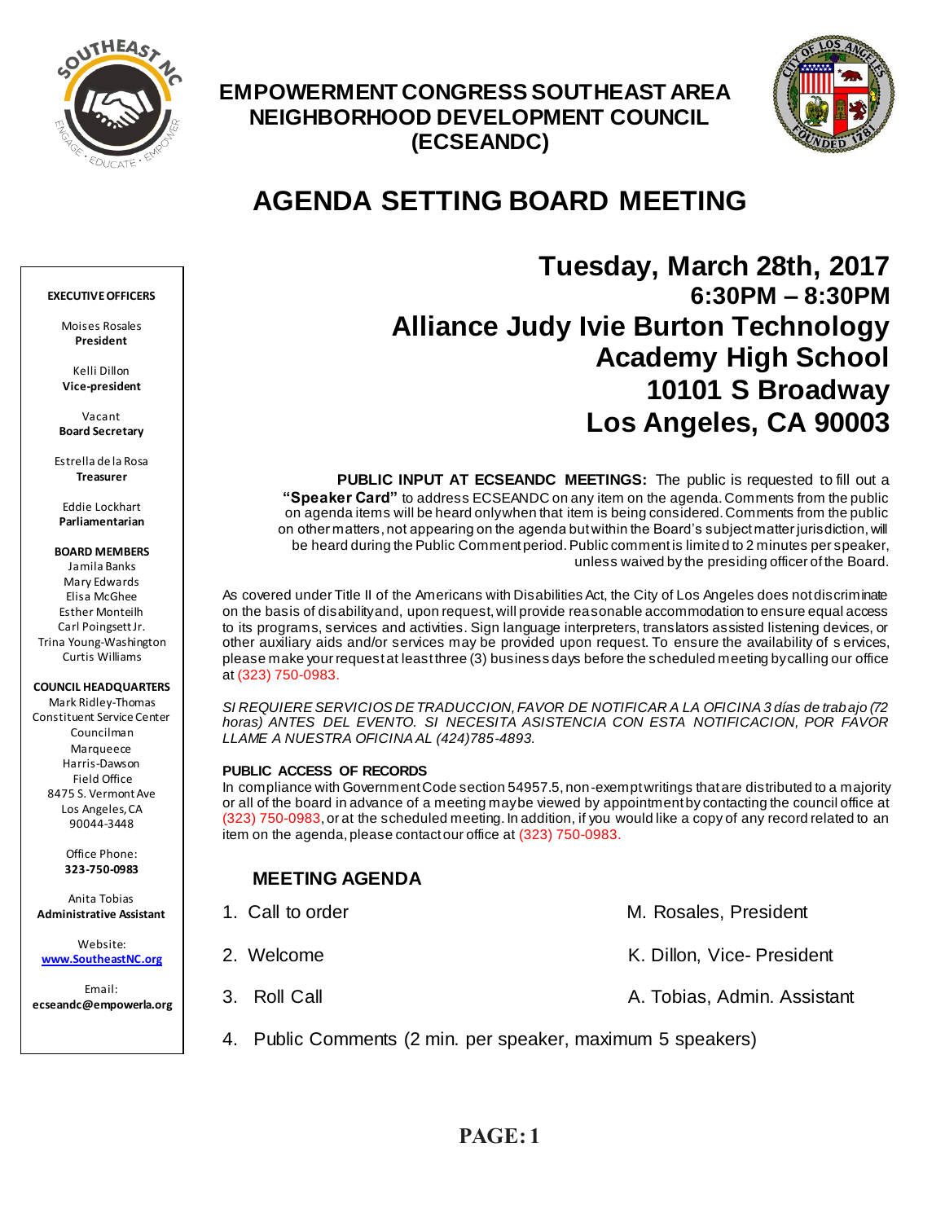# EMPOWERMENT CONGRESS SOUTHEAST AREA NEIGHBORHOOD DEVELOPMENT COUNCIL (ECSEANDC)

# AGENDA SETTING BOARD MEETING

**EXECUTIVE OFFICERS**

Moises Rosales
**President**

Kelli Dillon
**Vice-president**

Vacant
**Board Secretary**

Estrella de la Rosa
**Treasurer**

Eddie Lockhart
**Parliamentarian**

**BOARD MEMBERS**
Jamila Banks
Mary Edwards
Elisa McGhee
Esther Monteilh
Carl Poingsett Jr.
Trina Young-Washington
Curtis Williams

**COUNCIL HEADQUARTERS**
Mark Ridley-Thomas
Constituent Service Center
Councilman
Marqueece
Harris-Dawson
Field Office
8475 S. Vermont Ave
Los Angeles, CA
90044-3448

Office Phone:
**323-750-0983**

Anita Tobias
**Administrative Assistant**

Website:
**www.SoutheastNC.org**

Email:
**ecseandc@empowerla.org**

## Tuesday, March 28th, 2017
## 6:30PM – 8:30PM
## Alliance Judy Ivie Burton Technology Academy High School
## 10101 S Broadway
## Los Angeles, CA 90003

**PUBLIC INPUT AT ECSEANDC MEETINGS:** The public is requested to fill out a **"Speaker Card"** to address ECSEANDC on any item on the agenda. Comments from the public on agenda items will be heard only when that item is being considered. Comments from the public on other matters, not appearing on the agenda but within the Board's subject matter jurisdiction, will be heard during the Public Comment period. Public comment is limited to 2 minutes per speaker, unless waived by the presiding officer of the Board.

As covered under Title II of the Americans with Disabilities Act, the City of Los Angeles does not discriminate on the basis of disability and, upon request, will provide reasonable accommodation to ensure equal access to its programs, services and activities. Sign language interpreters, translators assisted listening devices, or other auxiliary aids and/or services may be provided upon request. To ensure the availability of services, please make your request at least three (3) business days before the scheduled meeting by calling our office at (323) 750-0983.

*SI REQUIERE SERVICIOS DE TRADUCCION, FAVOR DE NOTIFICAR A LA OFICINA 3 días de trabajo (72 horas) ANTES DEL EVENTO. SI NECESITA ASISTENCIA CON ESTA NOTIFICACION, POR FAVOR LLAME A NUESTRA OFICINA AL (424)785-4893.*

**PUBLIC ACCESS OF RECORDS**
In compliance with Government Code section 54957.5, non-exempt writings that are distributed to a majority or all of the board in advance of a meeting may be viewed by appointment by contacting the council office at (323) 750-0983, or at the scheduled meeting. In addition, if you would like a copy of any record related to an item on the agenda, please contact our office at (323) 750-0983.

### MEETING AGENDA

1. Call to order — M. Rosales, President
2. Welcome — K. Dillon, Vice- President
3. Roll Call — A. Tobias, Admin. Assistant
4. Public Comments (2 min. per speaker, maximum 5 speakers)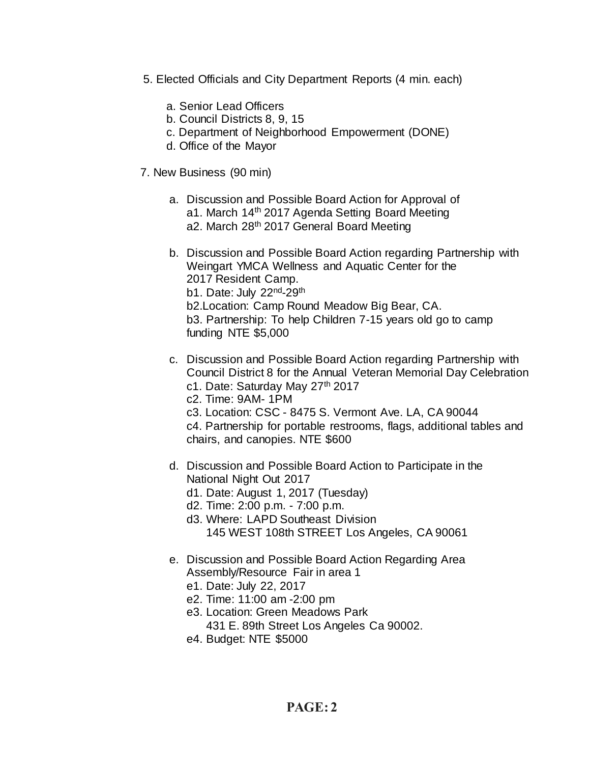5. Elected Officials and City Department Reports (4 min. each)

   a. Senior Lead Officers
   b. Council Districts 8, 9, 15
   c. Department of Neighborhood Empowerment (DONE)
   d. Office of the Mayor

7. New Business (90 min)

   a. Discussion and Possible Board Action for Approval of
      a1. March 14th 2017 Agenda Setting Board Meeting
      a2. March 28th 2017 General Board Meeting

   b. Discussion and Possible Board Action regarding Partnership with Weingart YMCA Wellness and Aquatic Center for the 2017 Resident Camp.
      b1. Date: July 22nd-29th
      b2.Location: Camp Round Meadow Big Bear, CA.
      b3. Partnership: To help Children 7-15 years old go to camp funding NTE $5,000

   c. Discussion and Possible Board Action regarding Partnership with Council District 8 for the Annual Veteran Memorial Day Celebration
      c1. Date: Saturday May 27th 2017
      c2. Time: 9AM- 1PM
      c3. Location: CSC - 8475 S. Vermont Ave. LA, CA 90044
      c4. Partnership for portable restrooms, flags, additional tables and chairs, and canopies. NTE $600

   d. Discussion and Possible Board Action to Participate in the National Night Out 2017
      d1. Date: August 1, 2017 (Tuesday)
      d2. Time: 2:00 p.m. - 7:00 p.m.
      d3. Where: LAPD Southeast Division
          145 WEST 108th STREET Los Angeles, CA 90061

   e. Discussion and Possible Board Action Regarding Area Assembly/Resource Fair in area 1
      e1. Date: July 22, 2017
      e2. Time: 11:00 am -2:00 pm
      e3. Location: Green Meadows Park
          431 E. 89th Street Los Angeles Ca 90002.
      e4. Budget: NTE $5000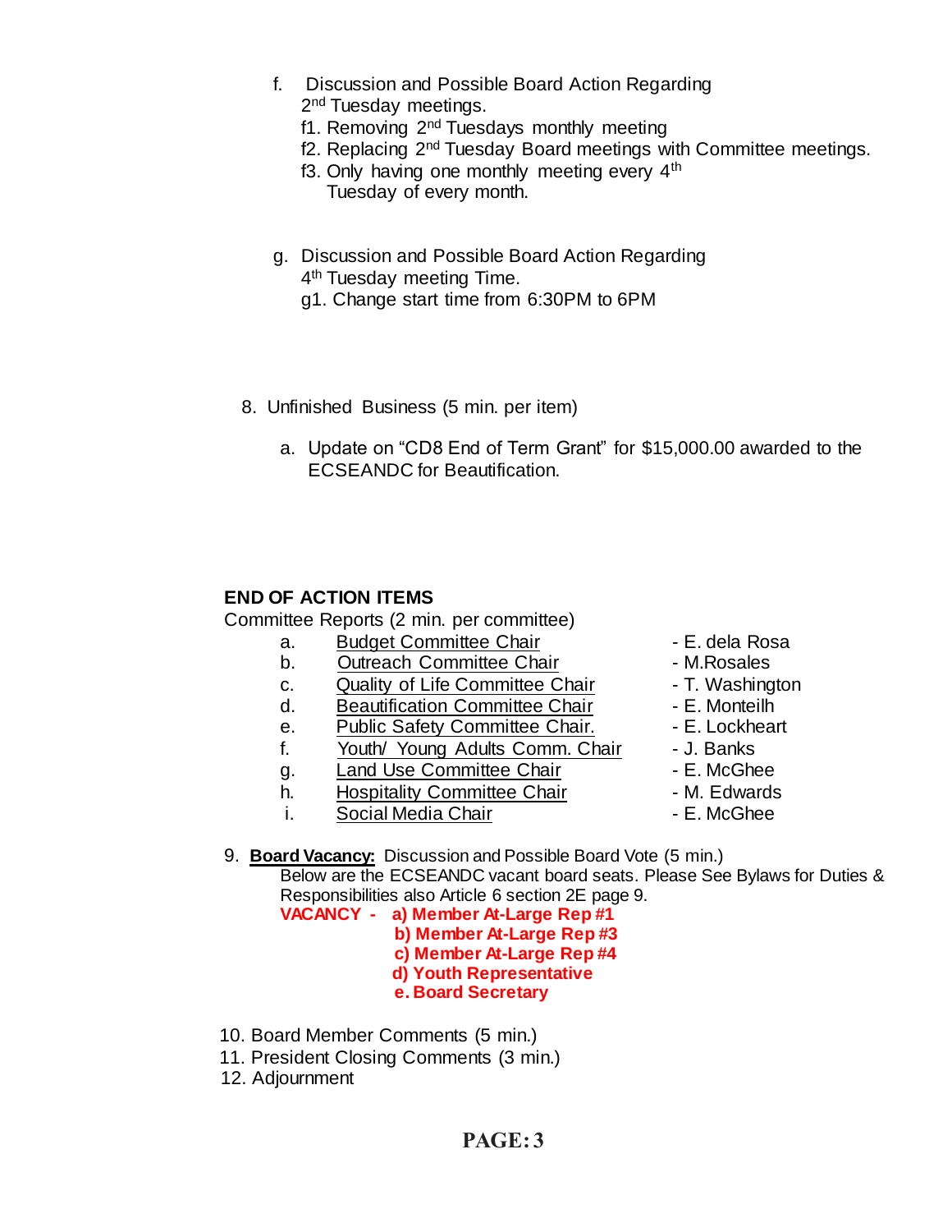f. Discussion and Possible Board Action Regarding 2nd Tuesday meetings.
   f1. Removing 2nd Tuesdays monthly meeting
   f2. Replacing 2nd Tuesday Board meetings with Committee meetings.
   f3. Only having one monthly meeting every 4th Tuesday of every month.

g. Discussion and Possible Board Action Regarding 4th Tuesday meeting Time.
   g1. Change start time from 6:30PM to 6PM

8. Unfinished Business (5 min. per item)

   a. Update on "CD8 End of Term Grant" for $15,000.00 awarded to the ECSEANDC for Beautification.

**END OF ACTION ITEMS**

Committee Reports (2 min. per committee)

| | | |
|---|---|---|
| a. | Budget Committee Chair | - E. dela Rosa |
| b. | Outreach Committee Chair | - M.Rosales |
| c. | Quality of Life Committee Chair | - T. Washington |
| d. | Beautification Committee Chair | - E. Monteilh |
| e. | Public Safety Committee Chair. | - E. Lockheart |
| f. | Youth/ Young Adults Comm. Chair | - J. Banks |
| g. | Land Use Committee Chair | - E. McGhee |
| h. | Hospitality Committee Chair | - M. Edwards |
| i. | Social Media Chair | - E. McGhee |

9. **Board Vacancy:** Discussion and Possible Board Vote (5 min.)
   Below are the ECSEANDC vacant board seats. Please See Bylaws for Duties & Responsibilities also Article 6 section 2E page 9.
   **VACANCY - a) Member At-Large Rep #1**
   **b) Member At-Large Rep #3**
   **c) Member At-Large Rep #4**
   **d) Youth Representative**
   **e. Board Secretary**

10. Board Member Comments (5 min.)
11. President Closing Comments (3 min.)
12. Adjournment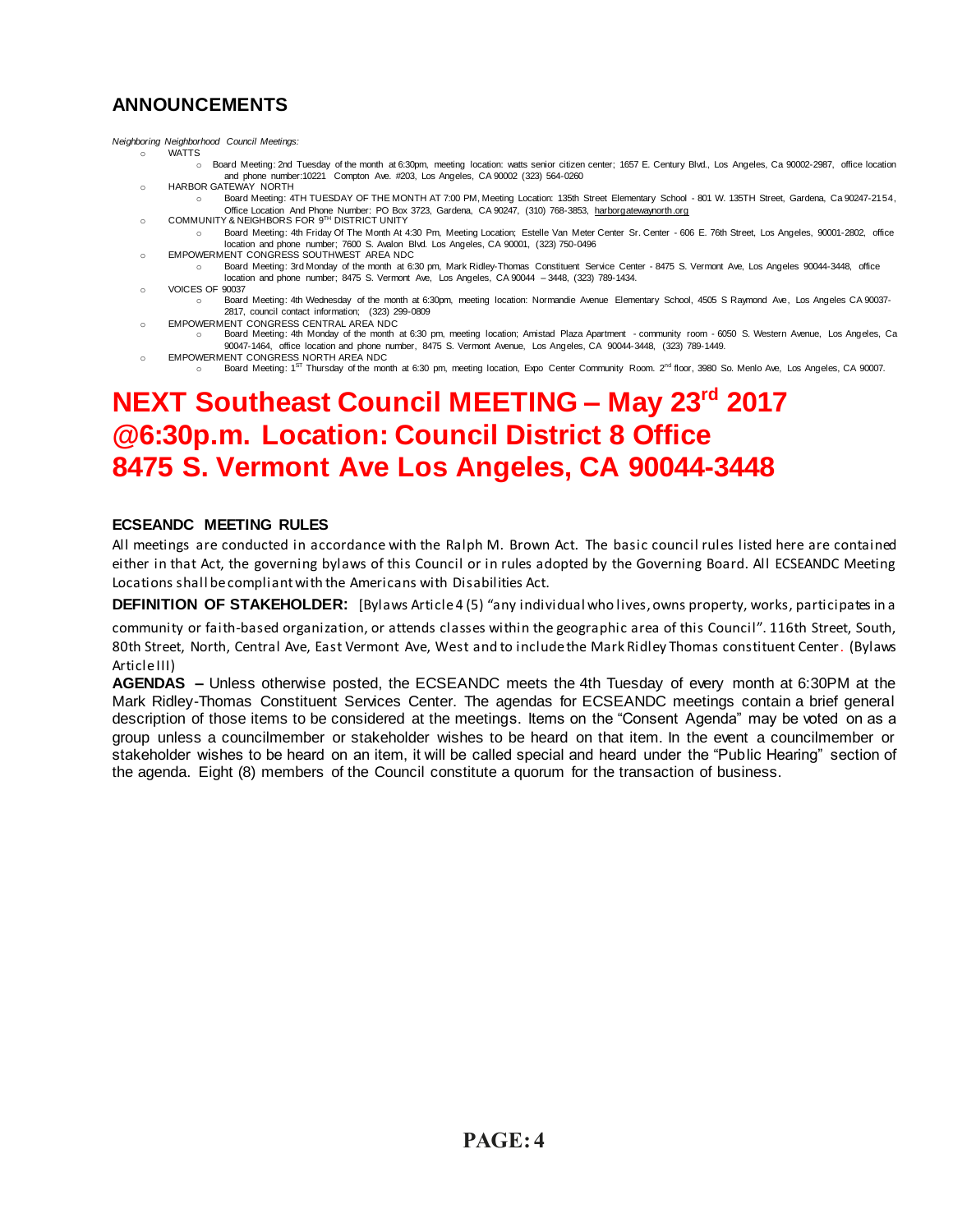## ANNOUNCEMENTS

*Neighboring Neighborhood Council Meetings:*

- WATTS
  - Board Meeting: 2nd Tuesday of the month at 6:30pm, meeting location: watts senior citizen center; 1657 E. Century Blvd., Los Angeles, Ca 90002-2987, office location and phone number:10221 Compton Ave. #203, Los Angeles, CA 90002 (323) 564-0260
- HARBOR GATEWAY NORTH
  - Board Meeting: 4TH TUESDAY OF THE MONTH AT 7:00 PM, Meeting Location: 135th Street Elementary School - 801 W. 135TH Street, Gardena, Ca 90247-2154, Office Location And Phone Number: PO Box 3723, Gardena, CA 90247, (310) 768-3853, harborgatewaynorth.org
- COMMUNITY & NEIGHBORS FOR 9TH DISTRICT UNITY
  - Board Meeting: 4th Friday Of The Month At 4:30 Pm, Meeting Location; Estelle Van Meter Center Sr. Center - 606 E. 76th Street, Los Angeles, 90001-2802, office location and phone number; 7600 S. Avalon Blvd. Los Angeles, CA 90001, (323) 750-0496
- EMPOWERMENT CONGRESS SOUTHWEST AREA NDC
  - Board Meeting: 3rd Monday of the month at 6:30 pm, Mark Ridley-Thomas Constituent Service Center - 8475 S. Vermont Ave, Los Angeles 90044-3448, office location and phone number; 8475 S. Vermont Ave, Los Angeles, CA 90044 – 3448, (323) 789-1434.
- VOICES OF 90037
  - Board Meeting: 4th Wednesday of the month at 6:30pm, meeting location: Normandie Avenue Elementary School, 4505 S Raymond Ave, Los Angeles CA 90037-2817, council contact information; (323) 299-0809
- EMPOWERMENT CONGRESS CENTRAL AREA NDC
  - Board Meeting: 4th Monday of the month at 6:30 pm, meeting location; Amistad Plaza Apartment - community room - 6050 S. Western Avenue, Los Angeles, Ca 90047-1464, office location and phone number, 8475 S. Vermont Avenue, Los Angeles, CA 90044-3448, (323) 789-1449.
- EMPOWERMENT CONGRESS NORTH AREA NDC
  - Board Meeting: 1ST Thursday of the month at 6:30 pm, meeting location, Expo Center Community Room. 2nd floor, 3980 So. Menlo Ave, Los Angeles, CA 90007.

# NEXT Southeast Council MEETING – May 23rd 2017 @6:30p.m. Location: Council District 8 Office 8475 S. Vermont Ave Los Angeles, CA 90044-3448

### ECSEANDC MEETING RULES

All meetings are conducted in accordance with the Ralph M. Brown Act. The basic council rules listed here are contained either in that Act, the governing bylaws of this Council or in rules adopted by the Governing Board. All ECSEANDC Meeting Locations shall be compliant with the Americans with Disabilities Act.

**DEFINITION OF STAKEHOLDER:** [Bylaws Article 4 (5) "any individual who lives, owns property, works, participates in a community or faith-based organization, or attends classes within the geographic area of this Council". 116th Street, South, 80th Street, North, Central Ave, East Vermont Ave, West and to include the Mark Ridley Thomas constituent Center. (Bylaws Article III)

**AGENDAS –** Unless otherwise posted, the ECSEANDC meets the 4th Tuesday of every month at 6:30PM at the Mark Ridley-Thomas Constituent Services Center. The agendas for ECSEANDC meetings contain a brief general description of those items to be considered at the meetings. Items on the "Consent Agenda" may be voted on as a group unless a councilmember or stakeholder wishes to be heard on that item. In the event a councilmember or stakeholder wishes to be heard on an item, it will be called special and heard under the "Public Hearing" section of the agenda. Eight (8) members of the Council constitute a quorum for the transaction of business.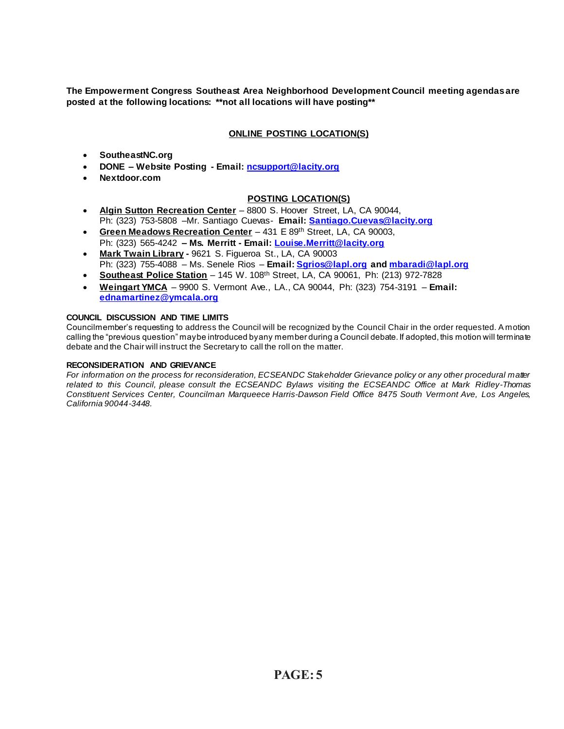**The Empowerment Congress Southeast Area Neighborhood Development Council meeting agendas are posted at the following locations: **not all locations will have posting****

## ONLINE POSTING LOCATION(S)

- **SoutheastNC.org**
- **DONE – Website Posting - Email: ncsupport@lacity.org**
- **Nextdoor.com**

## POSTING LOCATION(S)

- **Algin Sutton Recreation Center** – 8800 S. Hoover Street, LA, CA 90044, Ph: (323) 753-5808 –Mr. Santiago Cuevas- **Email: Santiago.Cuevas@lacity.org**
- **Green Meadows Recreation Center** – 431 E 89th Street, LA, CA 90003, Ph: (323) 565-4242 **– Ms. Merritt - Email: Louise.Merritt@lacity.org**
- **Mark Twain Library -** 9621 S. Figueroa St., LA, CA 90003 Ph: (323) 755-4088 – Ms. Senele Rios – **Email: Sgrios@lapl.org and mbaradi@lapl.org**
- **Southeast Police Station** – 145 W. 108th Street, LA, CA 90061, Ph: (213) 972-7828
- **Weingart YMCA** – 9900 S. Vermont Ave., LA., CA 90044, Ph: (323) 754-3191 – **Email: ednamartinez@ymcala.org**

### COUNCIL DISCUSSION AND TIME LIMITS

Councilmember's requesting to address the Council will be recognized by the Council Chair in the order requested. A motion calling the "previous question" may be introduced by any member during a Council debate. If adopted, this motion will terminate debate and the Chair will instruct the Secretary to call the roll on the matter.

### RECONSIDERATION AND GRIEVANCE

*For information on the process for reconsideration, ECSEANDC Stakeholder Grievance policy or any other procedural matter related to this Council, please consult the ECSEANDC Bylaws visiting the ECSEANDC Office at Mark Ridley-Thomas Constituent Services Center, Councilman Marqueece Harris-Dawson Field Office 8475 South Vermont Ave, Los Angeles, California 90044-3448.*